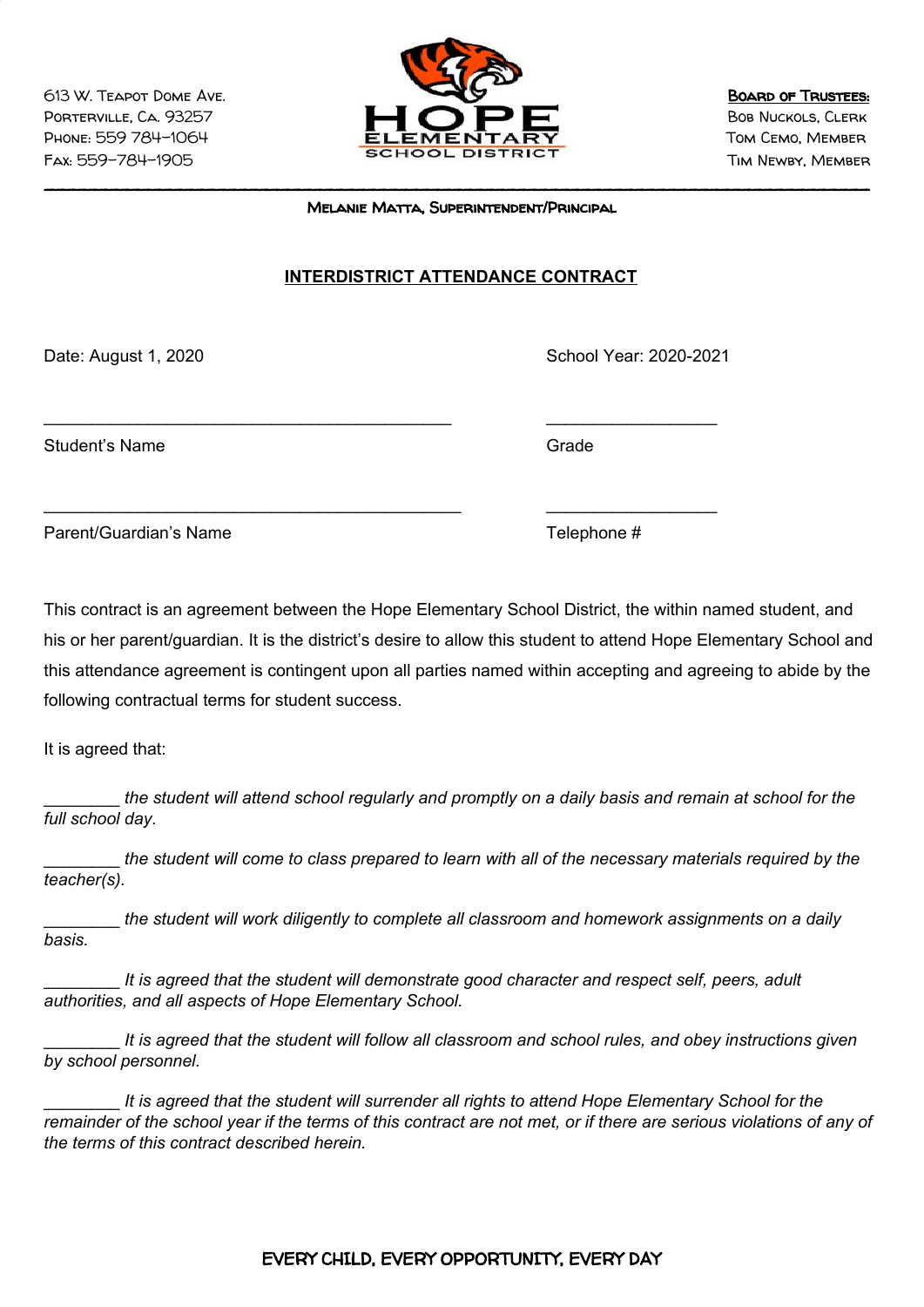613 W. Teapot Dome Ave.
Porterville, Ca. 93257
Phone: 559 784-1064
Fax: 559-784-1905

HOPE ELEMENTARY SCHOOL DISTRICT

**Board of Trustees:**
Bob Nuckols, Clerk
Tom Cemo, Member
Tim Newby, Member

---

Melanie Matta, Superintendent/Principal

# INTERDISTRICT ATTENDANCE CONTRACT

Date: August 1, 2020 School Year: 2020-2021

___________________________________________ __________________
Student's Name Grade

____________________________________________ __________________
Parent/Guardian's Name Telephone #

This contract is an agreement between the Hope Elementary School District, the within named student, and his or her parent/guardian. It is the district's desire to allow this student to attend Hope Elementary School and this attendance agreement is contingent upon all parties named within accepting and agreeing to abide by the following contractual terms for student success.

It is agreed that:

________ *the student will attend school regularly and promptly on a daily basis and remain at school for the full school day.*

________ *the student will come to class prepared to learn with all of the necessary materials required by the teacher(s).*

________ *the student will work diligently to complete all classroom and homework assignments on a daily basis.*

________ *It is agreed that the student will demonstrate good character and respect self, peers, adult authorities, and all aspects of Hope Elementary School.*

________ *It is agreed that the student will follow all classroom and school rules, and obey instructions given by school personnel.*

________ *It is agreed that the student will surrender all rights to attend Hope Elementary School for the remainder of the school year if the terms of this contract are not met, or if there are serious violations of any of the terms of this contract described herein.*

EVERY CHILD, EVERY OPPORTUNITY, EVERY DAY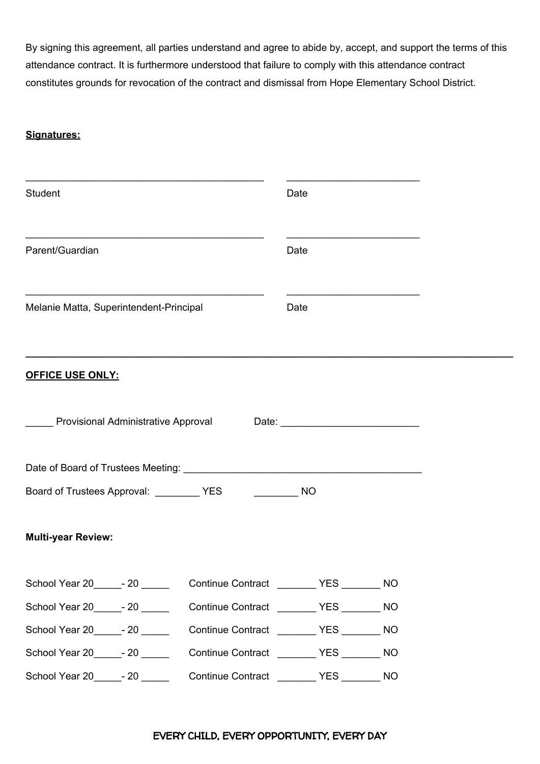By signing this agreement, all parties understand and agree to abide by, accept, and support the terms of this attendance contract. It is furthermore understood that failure to comply with this attendance contract constitutes grounds for revocation of the contract and dismissal from Hope Elementary School District.

**Signatures:**

_____________________________________________ ________________________

Student Date

_____________________________________________ ________________________

Parent/Guardian Date

_____________________________________________ ________________________

Melanie Matta, Superintendent-Principal Date

---

**OFFICE USE ONLY:**

_____ Provisional Administrative Approval Date: ________________________

Date of Board of Trustees Meeting: ___________________________________________

Board of Trustees Approval: ________ YES ________ NO

**Multi-year Review:**

School Year 20_____- 20 _____ Continue Contract _______ YES _______ NO

School Year 20_____- 20 _____ Continue Contract _______ YES _______ NO

School Year 20_____- 20 _____ Continue Contract _______ YES _______ NO

School Year 20_____- 20 _____ Continue Contract _______ YES _______ NO

School Year 20_____- 20 _____ Continue Contract _______ YES _______ NO

EVERY CHILD, EVERY OPPORTUNITY, EVERY DAY